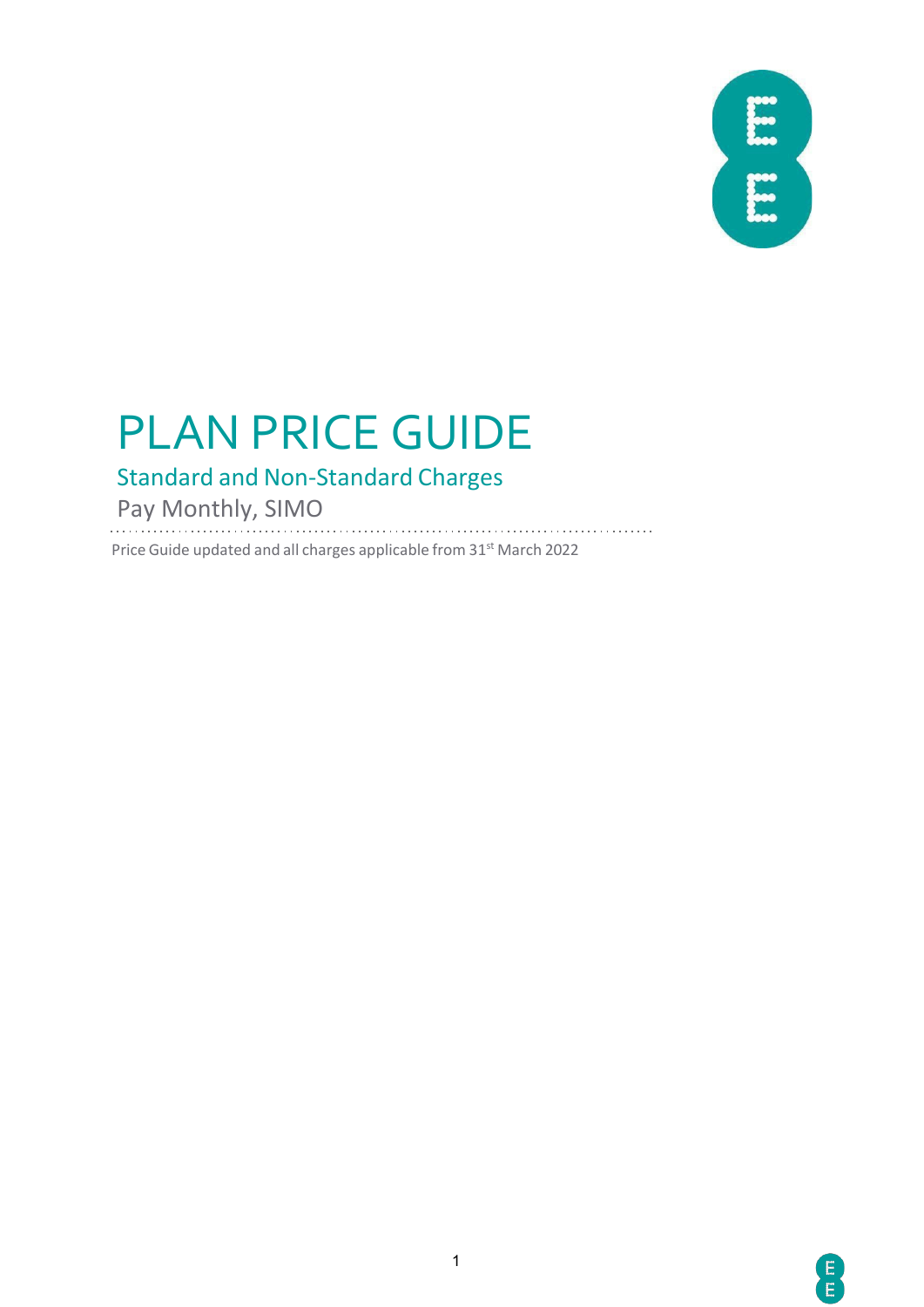# PLAN PRICE GUIDE

## Standard and Non-Standard Charges

Pay Monthly, SIMO

Price Guide updated and all charges applicable from 31st March 2022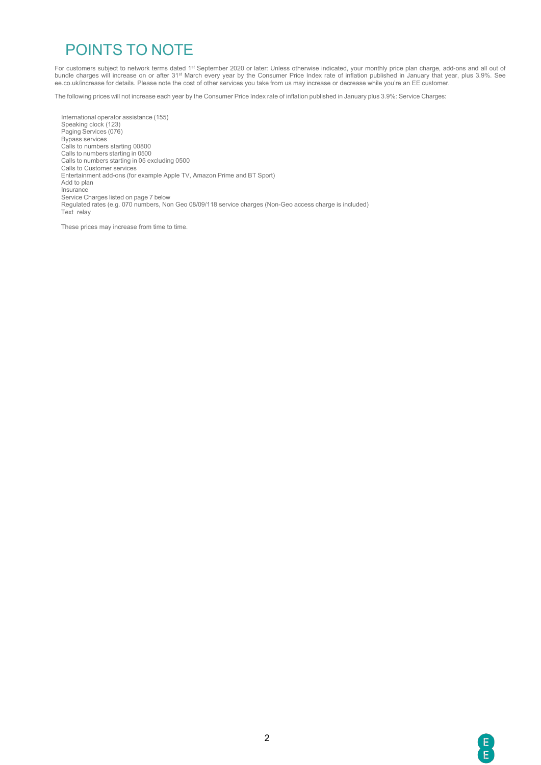# POINTS TO NOTE

For customers subject to network terms dated 1st September 2020 or later: Unless otherwise indicated, your monthly price plan charge, add-ons and all out of bundle charges will increase on or after 31st March every year by the Consumer Price Index rate of inflation published in January that year, plus 3.9%. See ee.co.uk/increase for details. Please note the cost of other services you take from us may increase or decrease while you're an EE customer.

The following prices will not increase each year by the Consumer Price Index rate of inflation published in January plus 3.9%: Service Charges:

- International operator assistance (155)
- Speaking clock (123)
- Paging Services (076)
- Bypass services
- Calls to numbers starting 00800
- Calls to numbers starting in 0500
- Calls to numbers starting in 05 excluding 0500
- Calls to Customer services
- Entertainment add-ons (for example Apple TV, Amazon Prime and BT Sport)
- Add to plan
- Insurance
- Service Charges listed on page 7 below
- Regulated rates (e.g. 070 numbers, Non Geo 08/09/118 service charges (Non-Geo access charge is included)
- Text relay

These prices may increase from time to time.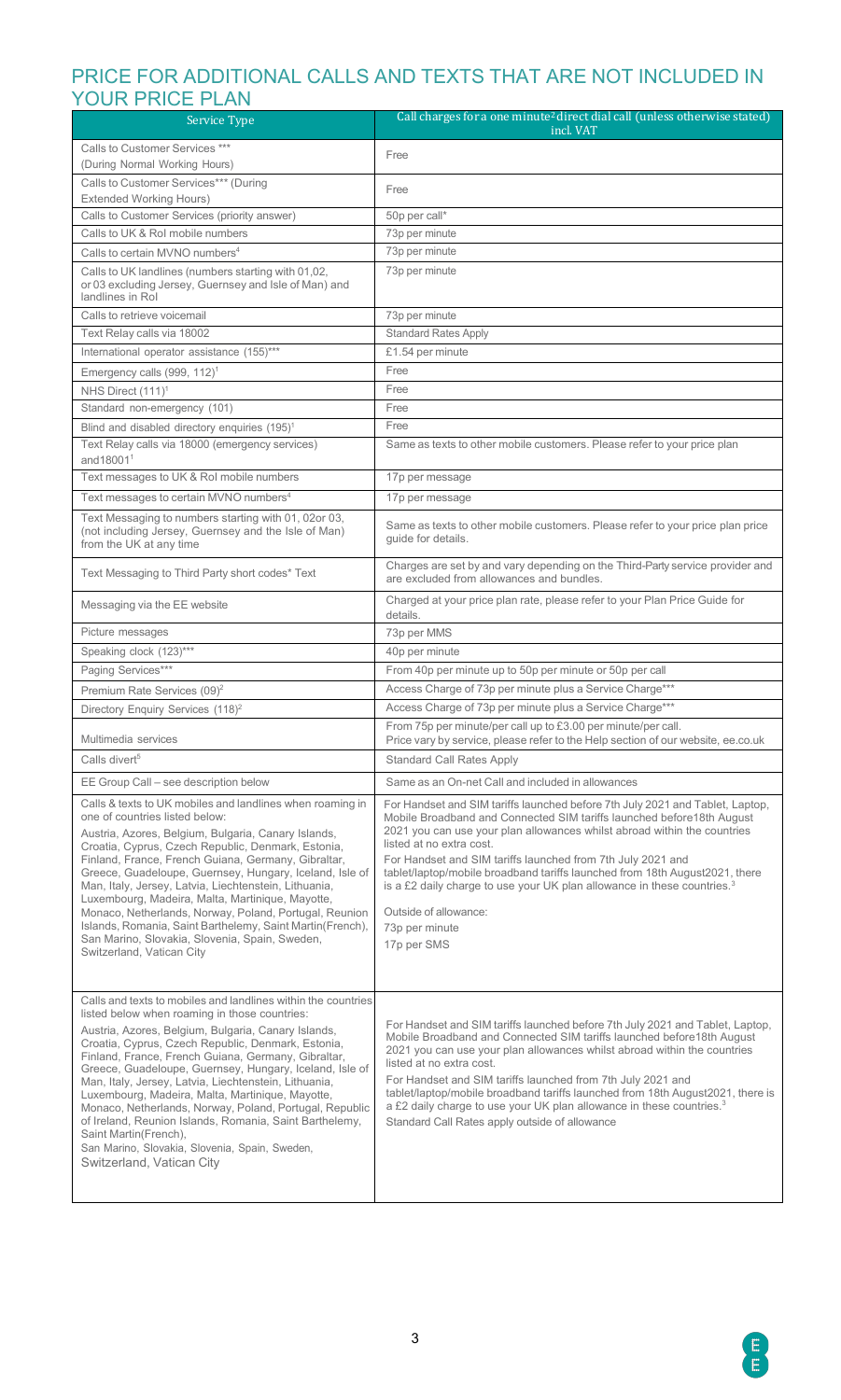## PRICE FOR ADDITIONAL CALLS AND TEXTS THAT ARE NOT INCLUDED IN YOUR PRICE PLAN

| Service Type | Call charges for a one minute[2] direct dial call (unless otherwise stated) incl. VAT |
|---|---|
| Calls to Customer Services *** (During Normal Working Hours) | Free |
| Calls to Customer Services*** (During Extended Working Hours) | Free |
| Calls to Customer Services (priority answer) | 50p per call* |
| Calls to UK & RoI mobile numbers | 73p per minute |
| Calls to certain MVNO numbers[4] | 73p per minute |
| Calls to UK landlines (numbers starting with 01,02, or 03 excluding Jersey, Guernsey and Isle of Man) and landlines in RoI | 73p per minute |
| Calls to retrieve voicemail | 73p per minute |
| Text Relay calls via 18002 | Standard Rates Apply |
| International operator assistance (155)*** | £1.54 per minute |
| Emergency calls (999, 112)[1] | Free |
| NHS Direct (111)[1] | Free |
| Standard non-emergency (101) | Free |
| Blind and disabled directory enquiries (195)[1] | Free |
| Text Relay calls via 18000 (emergency services) and18001[1] | Same as texts to other mobile customers. Please refer to your price plan |
| Text messages to UK & RoI mobile numbers | 17p per message |
| Text messages to certain MVNO numbers[4] | 17p per message |
| Text Messaging to numbers starting with 01, 02or 03, (not including Jersey, Guernsey and the Isle of Man) from the UK at any time | Same as texts to other mobile customers. Please refer to your price plan price guide for details. |
| Text Messaging to Third Party short codes* Text | Charges are set by and vary depending on the Third-Party service provider and are excluded from allowances and bundles. |
| Messaging via the EE website | Charged at your price plan rate, please refer to your Plan Price Guide for details. |
| Picture messages | 73p per MMS |
| Speaking clock (123)*** | 40p per minute |
| Paging Services*** | From 40p per minute up to 50p per minute or 50p per call |
| Premium Rate Services (09)[2] | Access Charge of 73p per minute plus a Service Charge*** |
| Directory Enquiry Services (118)[2] | Access Charge of 73p per minute plus a Service Charge*** |
| Multimedia services | From 75p per minute/per call up to £3.00 per minute/per call. Price vary by service, please refer to the Help section of our website, ee.co.uk |
| Calls divert[5] | Standard Call Rates Apply |
| EE Group Call – see description below | Same as an On-net Call and included in allowances |
| Calls & texts to UK mobiles and landlines when roaming in one of countries listed below: Austria, Azores, Belgium, Bulgaria, Canary Islands, Croatia, Cyprus, Czech Republic, Denmark, Estonia, Finland, France, French Guiana, Germany, Gibraltar, Greece, Guadeloupe, Guernsey, Hungary, Iceland, Isle of Man, Italy, Jersey, Latvia, Liechtenstein, Lithuania, Luxembourg, Madeira, Malta, Martinique, Mayotte, Monaco, Netherlands, Norway, Poland, Portugal, Reunion Islands, Romania, Saint Barthelemy, Saint Martin(French), San Marino, Slovakia, Slovenia, Spain, Sweden, Switzerland, Vatican City | For Handset and SIM tariffs launched before 7th July 2021 and Tablet, Laptop, Mobile Broadband and Connected SIM tariffs launched before18th August 2021 you can use your plan allowances whilst abroad within the countries listed at no extra cost. For Handset and SIM tariffs launched from 7th July 2021 and tablet/laptop/mobile broadband tariffs launched from 18th August2021, there is a £2 daily charge to use your UK plan allowance in these countries.[3] Outside of allowance: 73p per minute 17p per SMS |
| Calls and texts to mobiles and landlines within the countries listed below when roaming in those countries: Austria, Azores, Belgium, Bulgaria, Canary Islands, Croatia, Cyprus, Czech Republic, Denmark, Estonia, Finland, France, French Guiana, Germany, Gibraltar, Greece, Guadeloupe, Guernsey, Hungary, Iceland, Isle of Man, Italy, Jersey, Latvia, Liechtenstein, Lithuania, Luxembourg, Madeira, Malta, Martinique, Mayotte, Monaco, Netherlands, Norway, Poland, Portugal, Republic of Ireland, Reunion Islands, Romania, Saint Barthelemy, Saint Martin(French), San Marino, Slovakia, Slovenia, Spain, Sweden, Switzerland, Vatican City | For Handset and SIM tariffs launched before 7th July 2021 and Tablet, Laptop, Mobile Broadband and Connected SIM tariffs launched before18th August 2021 you can use your plan allowances whilst abroad within the countries listed at no extra cost. For Handset and SIM tariffs launched from 7th July 2021 and tablet/laptop/mobile broadband tariffs launched from 18th August2021, there is a £2 daily charge to use your UK plan allowance in these countries.[3] Standard Call Rates apply outside of allowance |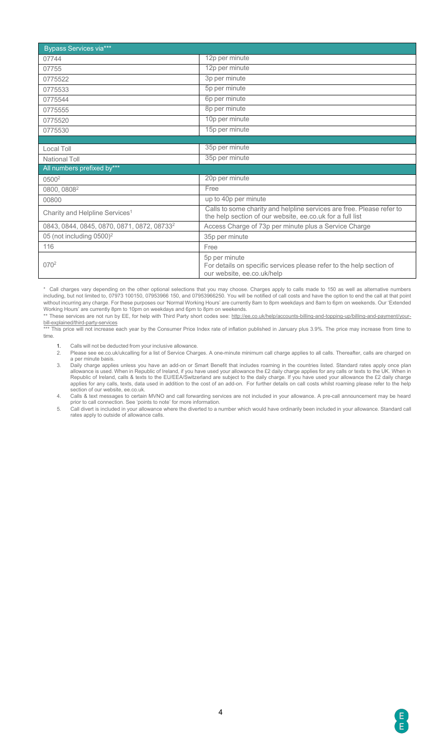| Bypass Services via*** | |
|---|---|
| 07744 | 12p per minute |
| 07755 | 12p per minute |
| 0775522 | 3p per minute |
| 0775533 | 5p per minute |
| 0775544 | 6p per minute |
| 0775555 | 8p per minute |
| 0775520 | 10p per minute |
| 0775530 | 15p per minute |
| | |
| Local Toll | 35p per minute |
| National Toll | 35p per minute |
| **All numbers prefixed by***** | |
| 0500[2] | 20p per minute |
| 0800, 0808[2] | Free |
| 00800 | up to 40p per minute |
| Charity and Helpline Services[1] | Calls to some charity and helpline services are free. Please refer to the help section of our website, ee.co.uk for a full list |
| 0843, 0844, 0845, 0870, 0871, 0872, 08733[2] | Access Charge of 73p per minute plus a Service Charge |
| 05 (not including 0500)[2] | 35p per minute |
| 116 | Free |
| 070[2] | 5p per minute<br>For details on specific services please refer to the help section of our website, ee.co.uk/help |

\* Call charges vary depending on the other optional selections that you may choose. Charges apply to calls made to 150 as well as alternative numbers including, but not limited to, 07973 100150, 07953966 150, and 07953966250. You will be notified of call costs and have the option to end the call at that point without incurring any charge. For these purposes our 'Normal Working Hours' are currently 8am to 8pm weekdays and 8am to 6pm on weekends. Our 'Extended Working Hours' are currently 8pm to 10pm on weekdays and 6pm to 8pm on weekends.

\** These services are not run by EE, for help with Third Party short codes see: http://ee.co.uk/help/accounts-billing-and-topping-up/billing-and-payment/your-bill-explained/third-party-services

\*** This price will not increase each year by the Consumer Price Index rate of inflation published in January plus 3.9%. The price may increase from time to time.

1. Calls will not be deducted from your inclusive allowance.
2. Please see ee.co.uk/ukcalling for a list of Service Charges. A one-minute minimum call charge applies to all calls. Thereafter, calls are charged on a per minute basis.
3. Daily charge applies unless you have an add-on or Smart Benefit that includes roaming in the countries listed. Standard rates apply once plan allowance is used. When in Republic of Ireland, if you have used your allowance the £2 daily charge applies for any calls or texts to the UK. When in Republic of Ireland, calls & texts to the EU/EEA/Switzerland are subject to the daily charge. If you have used your allowance the £2 daily charge applies for any calls, texts, data used in addition to the cost of an add-on. For further details on call costs whilst roaming please refer to the help section of our website, ee.co.uk.
4. Calls & text messages to certain MVNO and call forwarding services are not included in your allowance. A pre-call announcement may be heard prior to call connection. See 'points to note' for more information.
5. Call divert is included in your allowance where the diverted to a number which would have ordinarily been included in your allowance. Standard call rates apply to outside of allowance calls.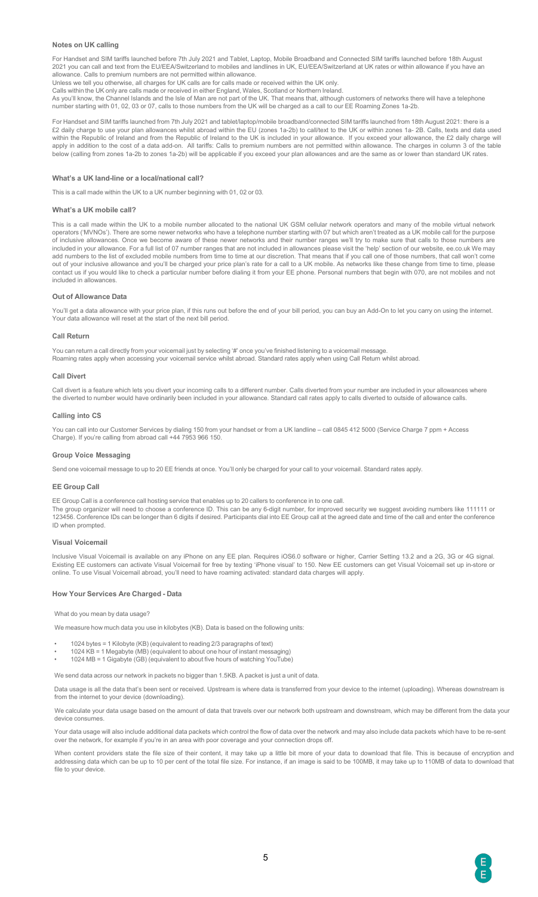### Notes on UK calling

For Handset and SIM tariffs launched before 7th July 2021 and Tablet, Laptop, Mobile Broadband and Connected SIM tariffs launched before 18th August 2021 you can call and text from the EU/EEA/Switzerland to mobiles and landlines in UK, EU/EEA/Switzerland at UK rates or within allowance if you have an allowance. Calls to premium numbers are not permitted within allowance.

Unless we tell you otherwise, all charges for UK calls are for calls made or received within the UK only.

Calls within the UK only are calls made or received in either England, Wales, Scotland or Northern Ireland.

As you'll know, the Channel Islands and the Isle of Man are not part of the UK. That means that, although customers of networks there will have a telephone number starting with 01, 02, 03 or 07, calls to those numbers from the UK will be charged as a call to our EE Roaming Zones 1a-2b.

For Handset and SIM tariffs launched from 7th July 2021 and tablet/laptop/mobile broadband/connected SIM tariffs launched from 18th August 2021: there is a £2 daily charge to use your plan allowances whilst abroad within the EU (zones 1a-2b) to call/text to the UK or within zones 1a- 2B. Calls, texts and data used within the Republic of Ireland and from the Republic of Ireland to the UK is included in your allowance. If you exceed your allowance, the £2 daily charge will apply in addition to the cost of a data add-on. All tariffs: Calls to premium numbers are not permitted within allowance. The charges in column 3 of the table below (calling from zones 1a-2b to zones 1a-2b) will be applicable if you exceed your plan allowances and are the same as or lower than standard UK rates.

### What's a UK land-line or a local/national call?

This is a call made within the UK to a UK number beginning with 01, 02 or 03.

### What's a UK mobile call?

This is a call made within the UK to a mobile number allocated to the national UK GSM cellular network operators and many of the mobile virtual network operators ('MVNOs'). There are some newer networks who have a telephone number starting with 07 but which aren't treated as a UK mobile call for the purpose of inclusive allowances. Once we become aware of these newer networks and their number ranges we'll try to make sure that calls to those numbers are included in your allowance. For a full list of 07 number ranges that are not included in allowances please visit the 'help' section of our website, ee.co.uk We may add numbers to the list of excluded mobile numbers from time to time at our discretion. That means that if you call one of those numbers, that call won't come out of your inclusive allowance and you'll be charged your price plan's rate for a call to a UK mobile. As networks like these change from time to time, please contact us if you would like to check a particular number before dialing it from your EE phone. Personal numbers that begin with 070, are not mobiles and not included in allowances.

### Out of Allowance Data

You'll get a data allowance with your price plan, if this runs out before the end of your bill period, you can buy an Add-On to let you carry on using the internet. Your data allowance will reset at the start of the next bill period.

### Call Return

You can return a call directly from your voicemail just by selecting '#' once you've finished listening to a voicemail message.
Roaming rates apply when accessing your voicemail service whilst abroad. Standard rates apply when using Call Return whilst abroad.

### Call Divert

Call divert is a feature which lets you divert your incoming calls to a different number. Calls diverted from your number are included in your allowances where the diverted to number would have ordinarily been included in your allowance. Standard call rates apply to calls diverted to outside of allowance calls.

### Calling into CS

You can call into our Customer Services by dialing 150 from your handset or from a UK landline – call 0845 412 5000 (Service Charge 7 ppm + Access Charge). If you're calling from abroad call +44 7953 966 150.

### Group Voice Messaging

Send one voicemail message to up to 20 EE friends at once. You'll only be charged for your call to your voicemail. Standard rates apply.

### EE Group Call

EE Group Call is a conference call hosting service that enables up to 20 callers to conference in to one call.
The group organizer will need to choose a conference ID. This can be any 6-digit number, for improved security we suggest avoiding numbers like 111111 or 123456. Conference IDs can be longer than 6 digits if desired. Participants dial into EE Group call at the agreed date and time of the call and enter the conference ID when prompted.

### Visual Voicemail

Inclusive Visual Voicemail is available on any iPhone on any EE plan. Requires iOS6.0 software or higher, Carrier Setting 13.2 and a 2G, 3G or 4G signal. Existing EE customers can activate Visual Voicemail for free by texting 'iPhone visual' to 150. New EE customers can get Visual Voicemail set up in-store or online. To use Visual Voicemail abroad, you'll need to have roaming activated: standard data charges will apply.

### How Your Services Are Charged - Data

What do you mean by data usage?

We measure how much data you use in kilobytes (KB). Data is based on the following units:

- 1024 bytes = 1 Kilobyte (KB) (equivalent to reading 2/3 paragraphs of text)
- 1024 KB = 1 Megabyte (MB) (equivalent to about one hour of instant messaging)
- 1024 MB = 1 Gigabyte (GB) (equivalent to about five hours of watching YouTube)

We send data across our network in packets no bigger than 1.5KB. A packet is just a unit of data.

Data usage is all the data that's been sent or received. Upstream is where data is transferred from your device to the internet (uploading). Whereas downstream is from the internet to your device (downloading).

We calculate your data usage based on the amount of data that travels over our network both upstream and downstream, which may be different from the data your device consumes.

Your data usage will also include additional data packets which control the flow of data over the network and may also include data packets which have to be re-sent over the network, for example if you're in an area with poor coverage and your connection drops off.

When content providers state the file size of their content, it may take up a little bit more of your data to download that file. This is because of encryption and addressing data which can be up to 10 per cent of the total file size. For instance, if an image is said to be 100MB, it may take up to 110MB of data to download that file to your device.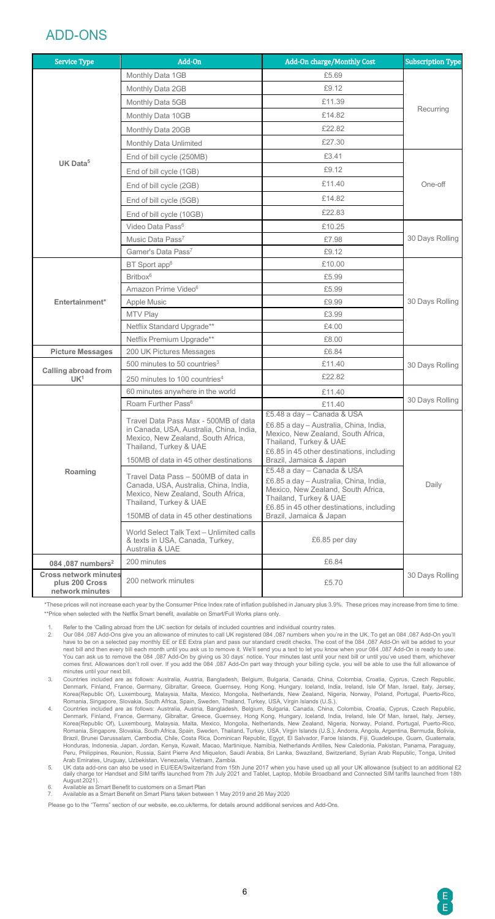## ADD-ONS

| Service Type | Add-On | Add-On charge/Monthly Cost | Subscription Type |
|---|---|---|---|
| UK Data[5] | Monthly Data 1GB | £5.69 | Recurring |
| | Monthly Data 2GB | £9.12 | |
| | Monthly Data 5GB | £11.39 | |
| | Monthly Data 10GB | £14.82 | |
| | Monthly Data 20GB | £22.82 | |
| | Monthly Data Unlimited | £27.30 | |
| | End of bill cycle (250MB) | £3.41 | One-off |
| | End of bill cycle (1GB) | £9.12 | |
| | End of bill cycle (2GB) | £11.40 | |
| | End of bill cycle (5GB) | £14.82 | |
| | End of bill cycle (10GB) | £22.83 | |
| | Video Data Pass[6] | £10.25 | 30 Days Rolling |
| | Music Data Pass[7] | £7.98 | |
| | Gamer's Data Pass[7] | £9.12 | |
| Entertainment* | BT Sport app[6] | £10.00 | 30 Days Rolling |
| | Britbox[6] | £5.99 | |
| | Amazon Prime Video[6] | £5.99 | |
| | Apple Music | £9.99 | |
| | MTV Play | £3.99 | |
| | Netflix Standard Upgrade** | £4.00 | |
| | Netflix Premium Upgrade** | £8.00 | |
| Picture Messages | 200 UK Pictures Messages | £6.84 | 30 Days Rolling |
| Calling abroad from UK[1] | 500 minutes to 50 countries[3] | £11.40 | |
| | 250 minutes to 100 countries[4] | £22.82 | |
| Roaming | 60 minutes anywhere in the world | £11.40 | 30 Days Rolling |
| | Roam Further Pass[6] | £11.40 | |
| | Travel Data Pass Max - 500MB of data in Canada, USA, Australia, China, India, Mexico, New Zealand, South Africa, Thailand, Turkey & UAE<br>150MB of data in 45 other destinations | £5.48 a day – Canada & USA<br>£6.85 a day – Australia, China, India, Mexico, New Zealand, South Africa, Thailand, Turkey & UAE<br>£6.85 in 45 other destinations, including Brazil, Jamaica & Japan | Daily |
| | Travel Data Pass – 500MB of data in Canada, USA, Australia, China, India, Mexico, New Zealand, South Africa, Thailand, Turkey & UAE<br>150MB of data in 45 other destinations | £5.48 a day – Canada & USA<br>£6.85 a day – Australia, China, India, Mexico, New Zealand, South Africa, Thailand, Turkey & UAE<br>£6.85 in 45 other destinations, including Brazil, Jamaica & Japan | |
| | World Select Talk Text – Unlimited calls & texts in USA, Canada, Turkey, Australia & UAE | £6.85 per day | |
| 084 ,087 numbers[2] | 200 minutes | £6.84 | 30 Days Rolling |
| Cross network minutes plus 200 Cross network minutes | 200 network minutes | £5.70 | |

*These prices will not increase each year by the Consumer Price Index rate of inflation published in January plus 3.9%. These prices may increase from time to time.
**Price when selected with the Netflix Smart benefit, available on Smart/Full Works plans only.

1. Refer to the 'Calling abroad from the UK' section for details of included countries and individual country rates.
2. Our 084 ,087 Add-Ons give you an allowance of minutes to call UK registered 084 ,087 numbers when you're in the UK. To get an 084 ,087 Add-On you'll have to be on a selected pay monthly EE or EE Extra plan and pass our standard credit checks. The cost of the 084 ,087 Add-On will be added to your next bill and then every bill each month until you ask us to remove it. We'll send you a text to let you know when your 084 ,087 Add-On is ready to use. You can ask us to remove the 084 ,087 Add-On by giving us 30 days' notice. Your minutes last until your next bill or until you've used them, whichever comes first. Allowances don't roll over. If you add the 084 ,087 Add-On part way through your billing cycle, you will be able to use the full allowance of minutes until your next bill.
3. Countries included are as follows: Australia, Austria, Bangladesh, Belgium, Bulgaria, Canada, China, Colombia, Croatia, Cyprus, Czech Republic, Denmark, Finland, France, Germany, Gibraltar, Greece, Guernsey, Hong Kong, Hungary, Iceland, India, Ireland, Isle Of Man, Israel, Italy, Jersey, Korea(Republic Of), Luxembourg, Malaysia, Malta, Mexico, Mongolia, Netherlands, New Zealand, Nigeria, Norway, Poland, Portugal, Puerto-Rico, Romania, Singapore, Slovakia, South Africa, Spain, Sweden, Thailand, Turkey, USA, Virgin Islands (U.S.).
4. Countries included are as follows: Australia, Austria, Bangladesh, Belgium, Bulgaria, Canada, China, Colombia, Croatia, Cyprus, Czech Republic, Denmark, Finland, France, Germany, Gibraltar, Greece, Guernsey, Hong Kong, Hungary, Iceland, India, Ireland, Isle Of Man, Israel, Italy, Jersey, Korea(Republic Of), Luxembourg, Malaysia, Malta, Mexico, Mongolia, Netherlands, New Zealand, Nigeria, Norway, Poland, Portugal, Puerto-Rico, Romania, Singapore, Slovakia, South Africa, Spain, Sweden, Thailand, Turkey, USA, Virgin Islands (U.S.), Andorra, Angola, Argentina, Bermuda, Bolivia, Brazil, Brunei Darussalam, Cambodia, Chile, Costa Rica, Dominican Republic, Egypt, El Salvador, Faroe Islands, Fiji, Guadeloupe, Guam, Guatemala, Honduras, Indonesia, Japan, Jordan, Kenya, Kuwait, Macao, Martinique, Namibia, Netherlands Antilles, New Caledonia, Pakistan, Panama, Paraguay, Peru, Philippines, Reunion, Russia, Saint Pierre And Miquelon, Saudi Arabia, Sri Lanka, Swaziland, Switzerland, Syrian Arab Republic, Tonga, United Arab Emirates, Uruguay, Uzbekistan, Venezuela, Vietnam, Zambia.
5. UK data add-ons can also be used in EU/EEA/Switzerland from 15th June 2017 when you have used up all your UK allowance (subject to an additional £2 daily charge tor Handset and SIM tariffs launched from 7th July 2021 and Tablet, Laptop, Mobile Broadband and Connected SIM tariffs launched from 18th August 2021).
6. Available as Smart Benefit to customers on a Smart Plan
7. Available as a Smart Benefit on Smart Plans taken between 1 May 2019 and 26 May 2020

Please go to the "Terms" section of our website, ee.co.uk/terms, for details around additional services and Add-Ons.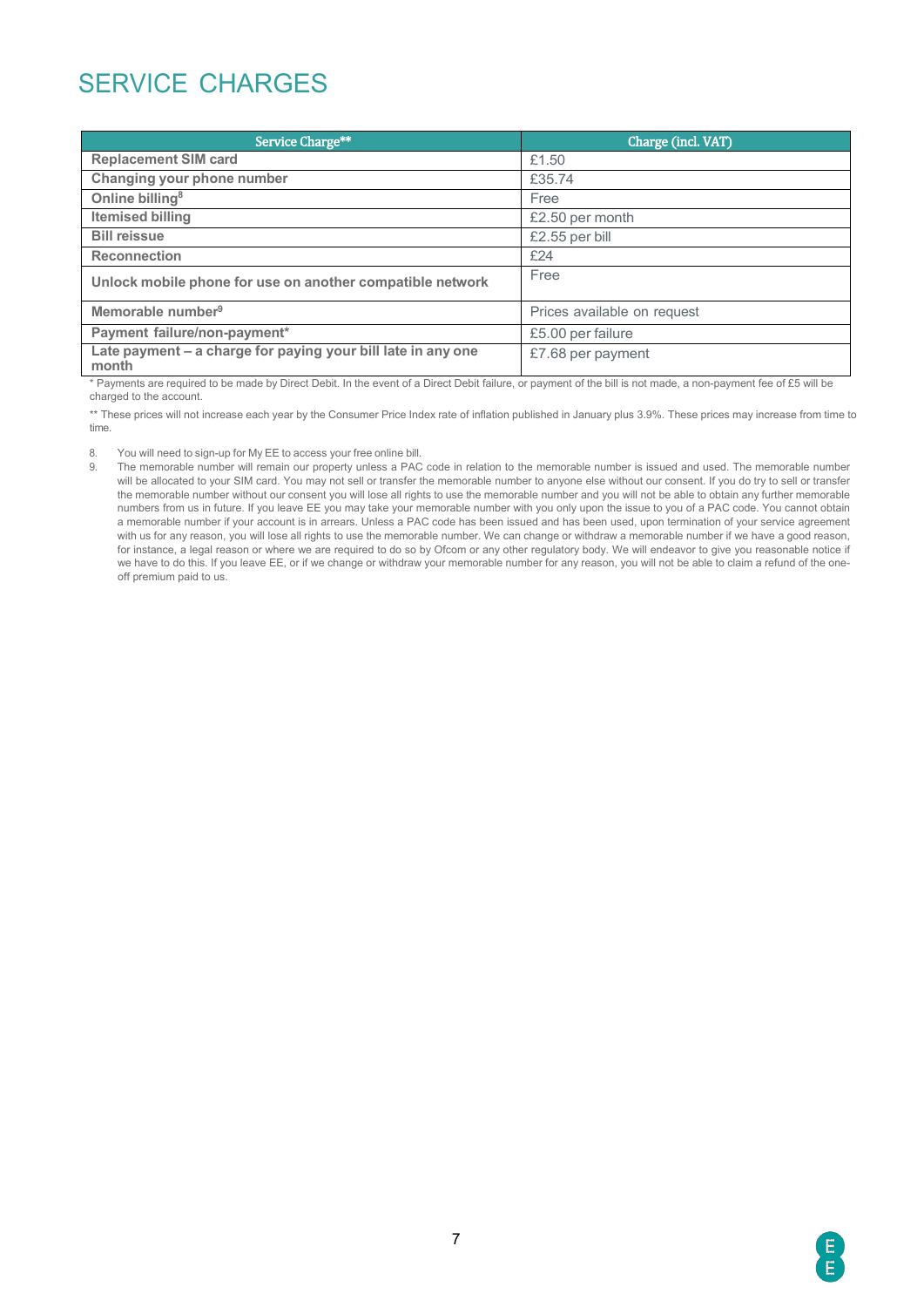# SERVICE CHARGES

| Service Charge** | Charge (incl. VAT) |
| --- | --- |
| **Replacement SIM card** | £1.50 |
| **Changing your phone number** | £35.74 |
| **Online billing**[8] | Free |
| **Itemised billing** | £2.50 per month |
| **Bill reissue** | £2.55 per bill |
| **Reconnection** | £24 |
| **Unlock mobile phone for use on another compatible network** | Free |
| **Memorable number**[9] | Prices available on request |
| **Payment failure/non-payment*** | £5.00 per failure |
| **Late payment – a charge for paying your bill late in any one month** | £7.68 per payment |

* Payments are required to be made by Direct Debit. In the event of a Direct Debit failure, or payment of the bill is not made, a non-payment fee of £5 will be charged to the account.

** These prices will not increase each year by the Consumer Price Index rate of inflation published in January plus 3.9%. These prices may increase from time to time.

8. You will need to sign-up for My EE to access your free online bill.
9. The memorable number will remain our property unless a PAC code in relation to the memorable number is issued and used. The memorable number will be allocated to your SIM card. You may not sell or transfer the memorable number to anyone else without our consent. If you do try to sell or transfer the memorable number without our consent you will lose all rights to use the memorable number and you will not be able to obtain any further memorable numbers from us in future. If you leave EE you may take your memorable number with you only upon the issue to you of a PAC code. You cannot obtain a memorable number if your account is in arrears. Unless a PAC code has been issued and has been used, upon termination of your service agreement with us for any reason, you will lose all rights to use the memorable number. We can change or withdraw a memorable number if we have a good reason, for instance, a legal reason or where we are required to do so by Ofcom or any other regulatory body. We will endeavor to give you reasonable notice if we have to do this. If you leave EE, or if we change or withdraw your memorable number for any reason, you will not be able to claim a refund of the one-off premium paid to us.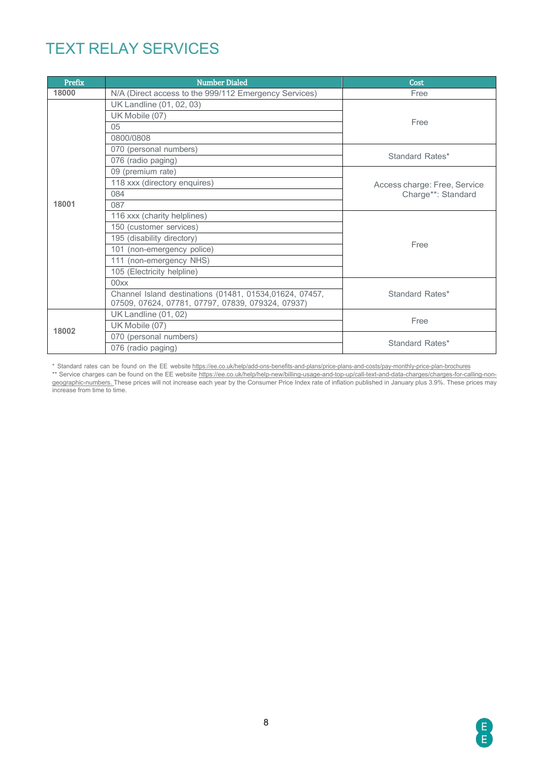# TEXT RELAY SERVICES

| Prefix | Number Dialed | Cost |
|---|---|---|
| 18000 | N/A (Direct access to the 999/112 Emergency Services) | Free |
| 18001 | UK Landline (01, 02, 03) | Free |
| | UK Mobile (07) | |
| | 05 | |
| | 0800/0808 | |
| | 070 (personal numbers) | Standard Rates* |
| | 076 (radio paging) | |
| | 09 (premium rate) | Access charge: Free, Service Charge**: Standard |
| | 118 xxx (directory enquires) | |
| | 084 | |
| | 087 | |
| | 116 xxx (charity helplines) | Free |
| | 150 (customer services) | |
| | 195 (disability directory) | |
| | 101 (non-emergency police) | |
| | 111 (non-emergency NHS) | |
| | 105 (Electricity helpline) | |
| | 00xx | Standard Rates* |
| | Channel Island destinations (01481, 01534,01624, 07457, 07509, 07624, 07781, 07797, 07839, 079324, 07937) | |
| 18002 | UK Landline (01, 02) | Free |
| | UK Mobile (07) | |
| | 070 (personal numbers) | Standard Rates* |
| | 076 (radio paging) | |

* Standard rates can be found on the EE website https://ee.co.uk/help/add-ons-benefits-and-plans/price-plans-and-costs/pay-monthly-price-plan-brochures

** Service charges can be found on the EE website https://ee.co.uk/help/help-new/billing-usage-and-top-up/call-text-and-data-charges/charges-for-calling-non-geographic-numbers. These prices will not increase each year by the Consumer Price Index rate of inflation published in January plus 3.9%. These prices may increase from time to time.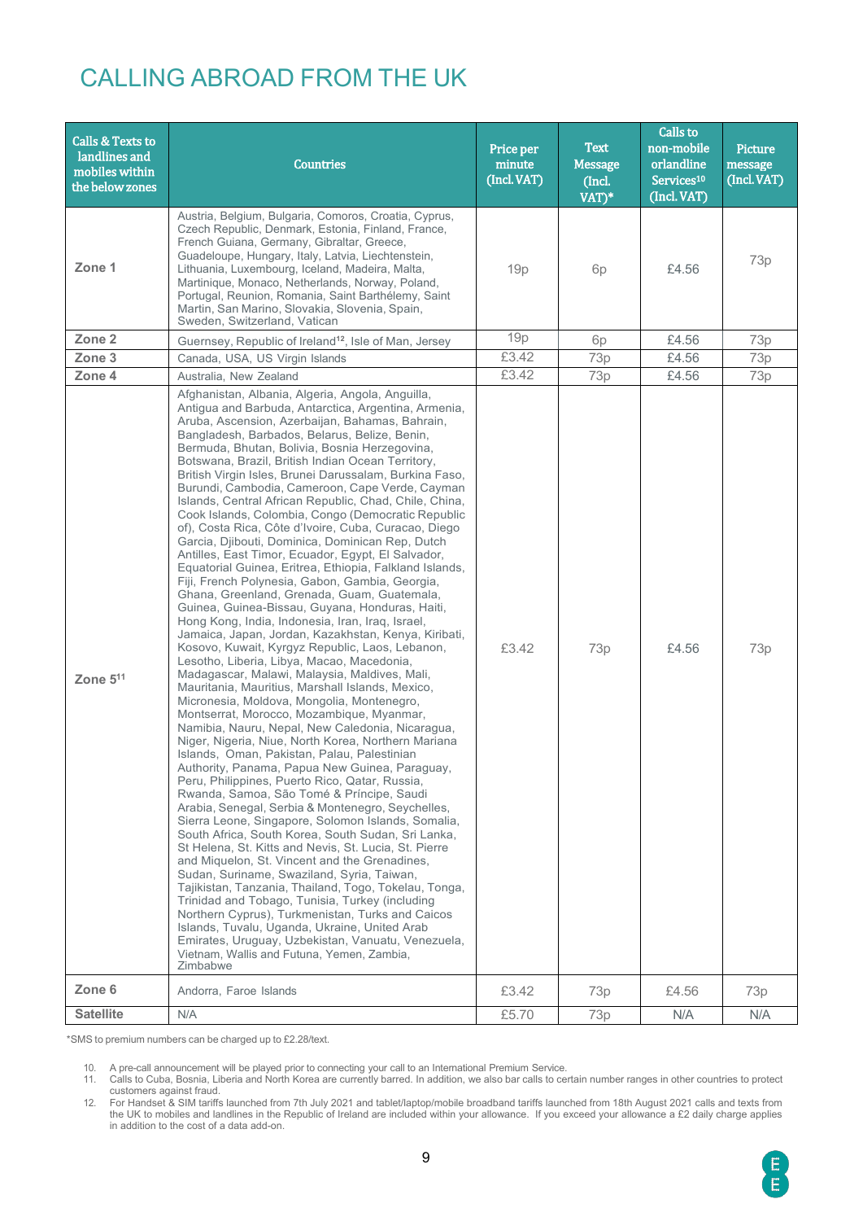# CALLING ABROAD FROM THE UK

| Calls & Texts to landlines and mobiles within the below zones | Countries | Price per minute (Incl. VAT) | Text Message (Incl. VAT)* | Calls to non-mobile orlandline Services[10] (Incl. VAT) | Picture message (Incl. VAT) |
|---|---|---|---|---|---|
| Zone 1 | Austria, Belgium, Bulgaria, Comoros, Croatia, Cyprus, Czech Republic, Denmark, Estonia, Finland, France, French Guiana, Germany, Gibraltar, Greece, Guadeloupe, Hungary, Italy, Latvia, Liechtenstein, Lithuania, Luxembourg, Iceland, Madeira, Malta, Martinique, Monaco, Netherlands, Norway, Poland, Portugal, Reunion, Romania, Saint Barthélemy, Saint Martin, San Marino, Slovakia, Slovenia, Spain, Sweden, Switzerland, Vatican | 19p | 6p | £4.56 | 73p |
| Zone 2 | Guernsey, Republic of Ireland[12], Isle of Man, Jersey | 19p | 6p | £4.56 | 73p |
| Zone 3 | Canada, USA, US Virgin Islands | £3.42 | 73p | £4.56 | 73p |
| Zone 4 | Australia, New Zealand | £3.42 | 73p | £4.56 | 73p |
| Zone 5[11] | Afghanistan, Albania, Algeria, Angola, Anguilla, Antigua and Barbuda, Antarctica, Argentina, Armenia, Aruba, Ascension, Azerbaijan, Bahamas, Bahrain, Bangladesh, Barbados, Belarus, Belize, Benin, Bermuda, Bhutan, Bolivia, Bosnia Herzegovina, Botswana, Brazil, British Indian Ocean Territory, British Virgin Isles, Brunei Darussalam, Burkina Faso, Burundi, Cambodia, Cameroon, Cape Verde, Cayman Islands, Central African Republic, Chad, Chile, China, Cook Islands, Colombia, Congo (Democratic Republic of), Costa Rica, Côte d'Ivoire, Cuba, Curacao, Diego Garcia, Djibouti, Dominica, Dominican Rep, Dutch Antilles, East Timor, Ecuador, Egypt, El Salvador, Equatorial Guinea, Eritrea, Ethiopia, Falkland Islands, Fiji, French Polynesia, Gabon, Gambia, Georgia, Ghana, Greenland, Grenada, Guam, Guatemala, Guinea, Guinea-Bissau, Guyana, Honduras, Haiti, Hong Kong, India, Indonesia, Iran, Iraq, Israel, Jamaica, Japan, Jordan, Kazakhstan, Kenya, Kiribati, Kosovo, Kuwait, Kyrgyz Republic, Laos, Lebanon, Lesotho, Liberia, Libya, Macao, Macedonia, Madagascar, Malawi, Malaysia, Maldives, Mali, Mauritania, Mauritius, Marshall Islands, Mexico, Micronesia, Moldova, Mongolia, Montenegro, Montserrat, Morocco, Mozambique, Myanmar, Namibia, Nauru, Nepal, New Caledonia, Nicaragua, Niger, Nigeria, Niue, North Korea, Northern Mariana Islands, Oman, Pakistan, Palau, Palestinian Authority, Panama, Papua New Guinea, Paraguay, Peru, Philippines, Puerto Rico, Qatar, Russia, Rwanda, Samoa, São Tomé & Príncipe, Saudi Arabia, Senegal, Serbia & Montenegro, Seychelles, Sierra Leone, Singapore, Solomon Islands, Somalia, South Africa, South Korea, South Sudan, Sri Lanka, St Helena, St. Kitts and Nevis, St. Lucia, St. Pierre and Miquelon, St. Vincent and the Grenadines, Sudan, Suriname, Swaziland, Syria, Taiwan, Tajikistan, Tanzania, Thailand, Togo, Tokelau, Tonga, Trinidad and Tobago, Tunisia, Turkey (including Northern Cyprus), Turkmenistan, Turks and Caicos Islands, Tuvalu, Uganda, Ukraine, United Arab Emirates, Uruguay, Uzbekistan, Vanuatu, Venezuela, Vietnam, Wallis and Futuna, Yemen, Zambia, Zimbabwe | £3.42 | 73p | £4.56 | 73p |
| Zone 6 | Andorra, Faroe Islands | £3.42 | 73p | £4.56 | 73p |
| Satellite | N/A | £5.70 | 73p | N/A | N/A |

*SMS to premium numbers can be charged up to £2.28/text.

10. A pre-call announcement will be played prior to connecting your call to an International Premium Service.
11. Calls to Cuba, Bosnia, Liberia and North Korea are currently barred. In addition, we also bar calls to certain number ranges in other countries to protect customers against fraud.
12. For Handset & SIM tariffs launched from 7th July 2021 and tablet/laptop/mobile broadband tariffs launched from 18th August 2021 calls and texts from the UK to mobiles and landlines in the Republic of Ireland are included within your allowance. If you exceed your allowance a £2 daily charge applies in addition to the cost of a data add-on.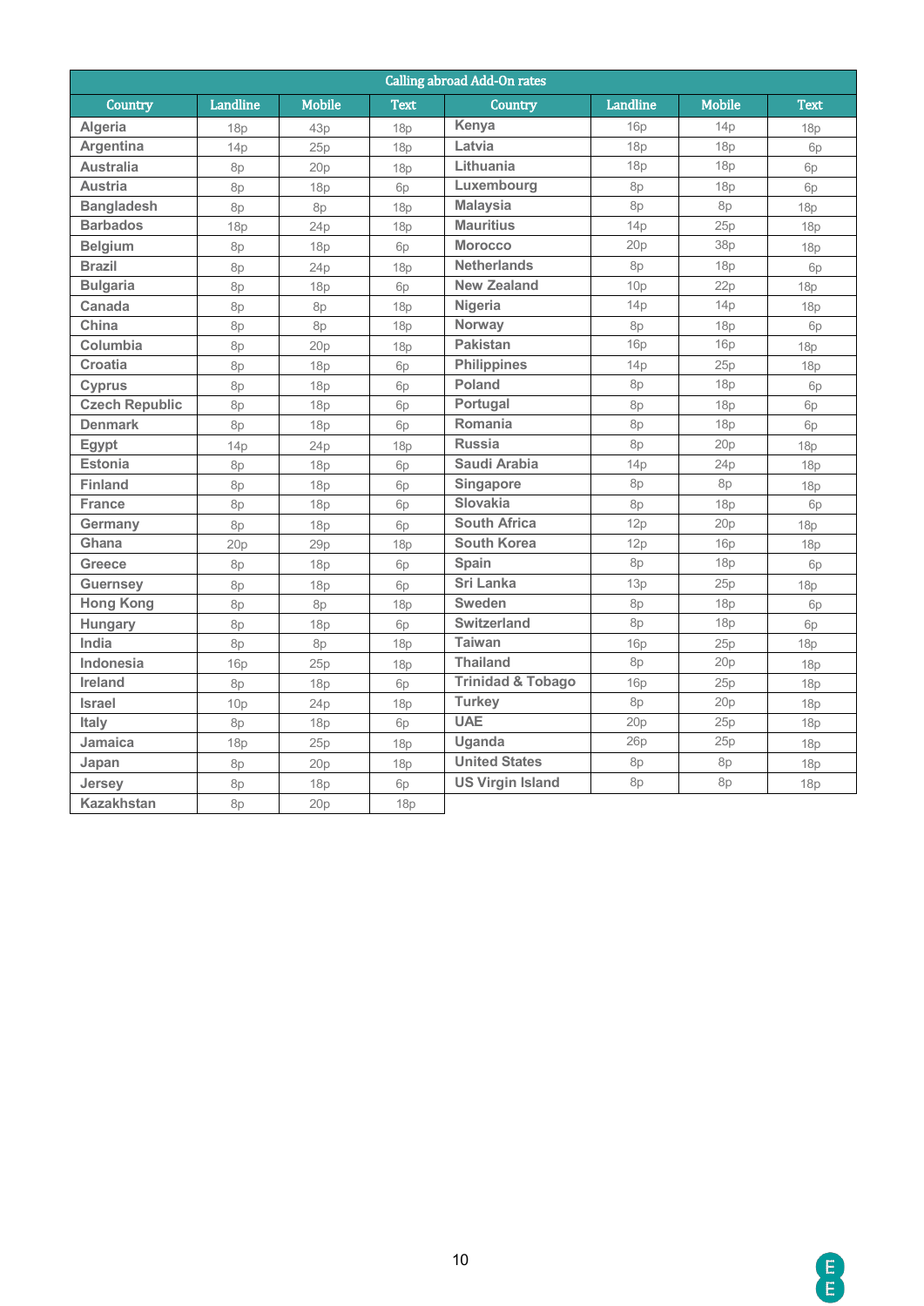| Calling abroad Add-On rates | | | | | | | |
|---|---|---|---|---|---|---|---|
| Country | Landline | Mobile | Text | Country | Landline | Mobile | Text |
| Algeria | 18p | 43p | 18p | Kenya | 16p | 14p | 18p |
| Argentina | 14p | 25p | 18p | Latvia | 18p | 18p | 6p |
| Australia | 8p | 20p | 18p | Lithuania | 18p | 18p | 6p |
| Austria | 8p | 18p | 6p | Luxembourg | 8p | 18p | 6p |
| Bangladesh | 8p | 8p | 18p | Malaysia | 8p | 8p | 18p |
| Barbados | 18p | 24p | 18p | Mauritius | 14p | 25p | 18p |
| Belgium | 8p | 18p | 6p | Morocco | 20p | 38p | 18p |
| Brazil | 8p | 24p | 18p | Netherlands | 8p | 18p | 6p |
| Bulgaria | 8p | 18p | 6p | New Zealand | 10p | 22p | 18p |
| Canada | 8p | 8p | 18p | Nigeria | 14p | 14p | 18p |
| China | 8p | 8p | 18p | Norway | 8p | 18p | 6p |
| Columbia | 8p | 20p | 18p | Pakistan | 16p | 16p | 18p |
| Croatia | 8p | 18p | 6p | Philippines | 14p | 25p | 18p |
| Cyprus | 8p | 18p | 6p | Poland | 8p | 18p | 6p |
| Czech Republic | 8p | 18p | 6p | Portugal | 8p | 18p | 6p |
| Denmark | 8p | 18p | 6p | Romania | 8p | 18p | 6p |
| Egypt | 14p | 24p | 18p | Russia | 8p | 20p | 18p |
| Estonia | 8p | 18p | 6p | Saudi Arabia | 14p | 24p | 18p |
| Finland | 8p | 18p | 6p | Singapore | 8p | 8p | 18p |
| France | 8p | 18p | 6p | Slovakia | 8p | 18p | 6p |
| Germany | 8p | 18p | 6p | South Africa | 12p | 20p | 18p |
| Ghana | 20p | 29p | 18p | South Korea | 12p | 16p | 18p |
| Greece | 8p | 18p | 6p | Spain | 8p | 18p | 6p |
| Guernsey | 8p | 18p | 6p | Sri Lanka | 13p | 25p | 18p |
| Hong Kong | 8p | 8p | 18p | Sweden | 8p | 18p | 6p |
| Hungary | 8p | 18p | 6p | Switzerland | 8p | 18p | 6p |
| India | 8p | 8p | 18p | Taiwan | 16p | 25p | 18p |
| Indonesia | 16p | 25p | 18p | Thailand | 8p | 20p | 18p |
| Ireland | 8p | 18p | 6p | Trinidad & Tobago | 16p | 25p | 18p |
| Israel | 10p | 24p | 18p | Turkey | 8p | 20p | 18p |
| Italy | 8p | 18p | 6p | UAE | 20p | 25p | 18p |
| Jamaica | 18p | 25p | 18p | Uganda | 26p | 25p | 18p |
| Japan | 8p | 20p | 18p | United States | 8p | 8p | 18p |
| Jersey | 8p | 18p | 6p | US Virgin Island | 8p | 8p | 18p |
| Kazakhstan | 8p | 20p | 18p | | | | |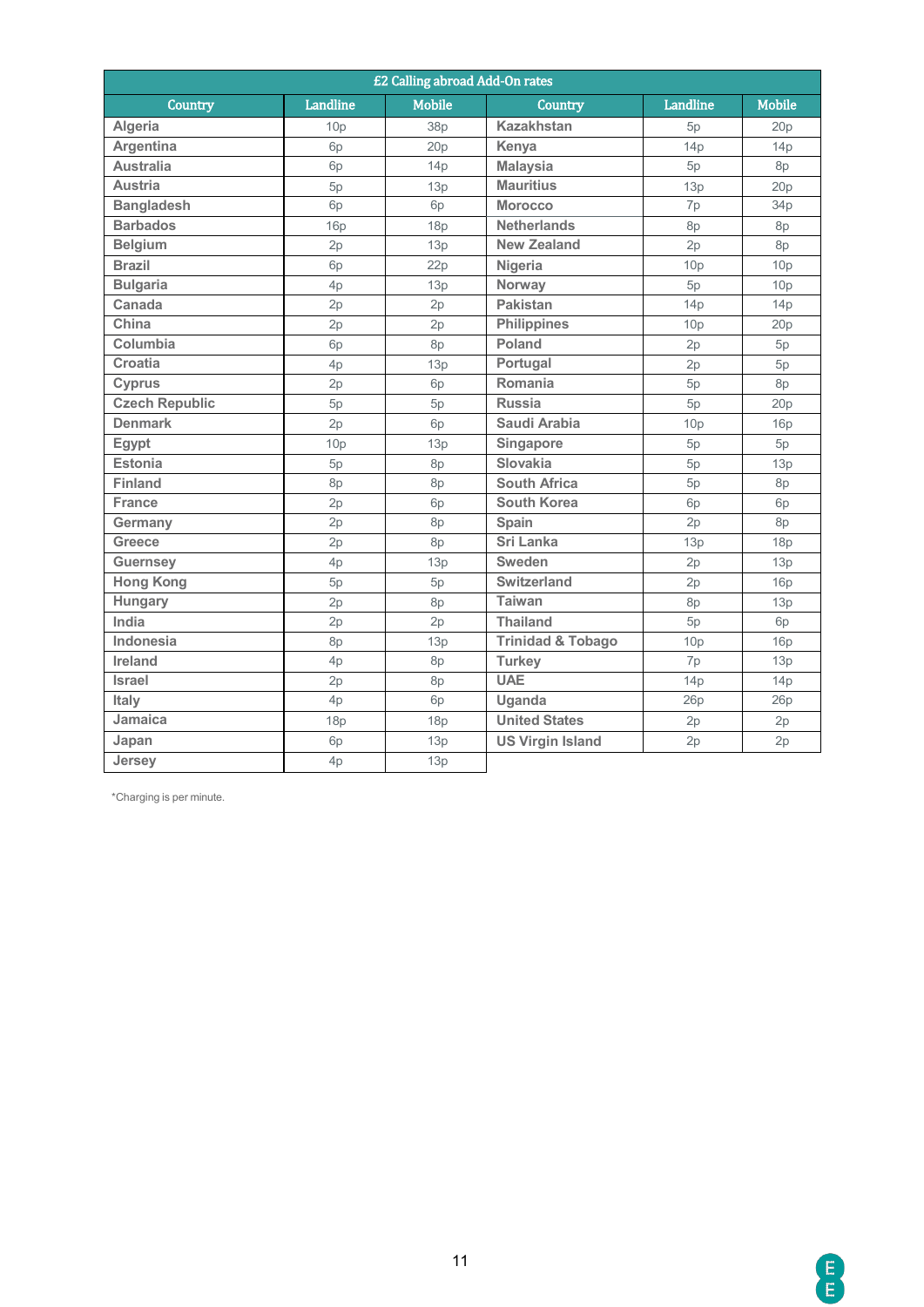| £2 Calling abroad Add-On rates | | | | | |
|---|---|---|---|---|---|
| Country | Landline | Mobile | Country | Landline | Mobile |
| Algeria | 10p | 38p | Kazakhstan | 5p | 20p |
| Argentina | 6p | 20p | Kenya | 14p | 14p |
| Australia | 6p | 14p | Malaysia | 5p | 8p |
| Austria | 5p | 13p | Mauritius | 13p | 20p |
| Bangladesh | 6p | 6p | Morocco | 7p | 34p |
| Barbados | 16p | 18p | Netherlands | 8p | 8p |
| Belgium | 2p | 13p | New Zealand | 2p | 8p |
| Brazil | 6p | 22p | Nigeria | 10p | 10p |
| Bulgaria | 4p | 13p | Norway | 5p | 10p |
| Canada | 2p | 2p | Pakistan | 14p | 14p |
| China | 2p | 2p | Philippines | 10p | 20p |
| Columbia | 6p | 8p | Poland | 2p | 5p |
| Croatia | 4p | 13p | Portugal | 2p | 5p |
| Cyprus | 2p | 6p | Romania | 5p | 8p |
| Czech Republic | 5p | 5p | Russia | 5p | 20p |
| Denmark | 2p | 6p | Saudi Arabia | 10p | 16p |
| Egypt | 10p | 13p | Singapore | 5p | 5p |
| Estonia | 5p | 8p | Slovakia | 5p | 13p |
| Finland | 8p | 8p | South Africa | 5p | 8p |
| France | 2p | 6p | South Korea | 6p | 6p |
| Germany | 2p | 8p | Spain | 2p | 8p |
| Greece | 2p | 8p | Sri Lanka | 13p | 18p |
| Guernsey | 4p | 13p | Sweden | 2p | 13p |
| Hong Kong | 5p | 5p | Switzerland | 2p | 16p |
| Hungary | 2p | 8p | Taiwan | 8p | 13p |
| India | 2p | 2p | Thailand | 5p | 6p |
| Indonesia | 8p | 13p | Trinidad & Tobago | 10p | 16p |
| Ireland | 4p | 8p | Turkey | 7p | 13p |
| Israel | 2p | 8p | UAE | 14p | 14p |
| Italy | 4p | 6p | Uganda | 26p | 26p |
| Jamaica | 18p | 18p | United States | 2p | 2p |
| Japan | 6p | 13p | US Virgin Island | 2p | 2p |
| Jersey | 4p | 13p | | | |

*Charging is per minute.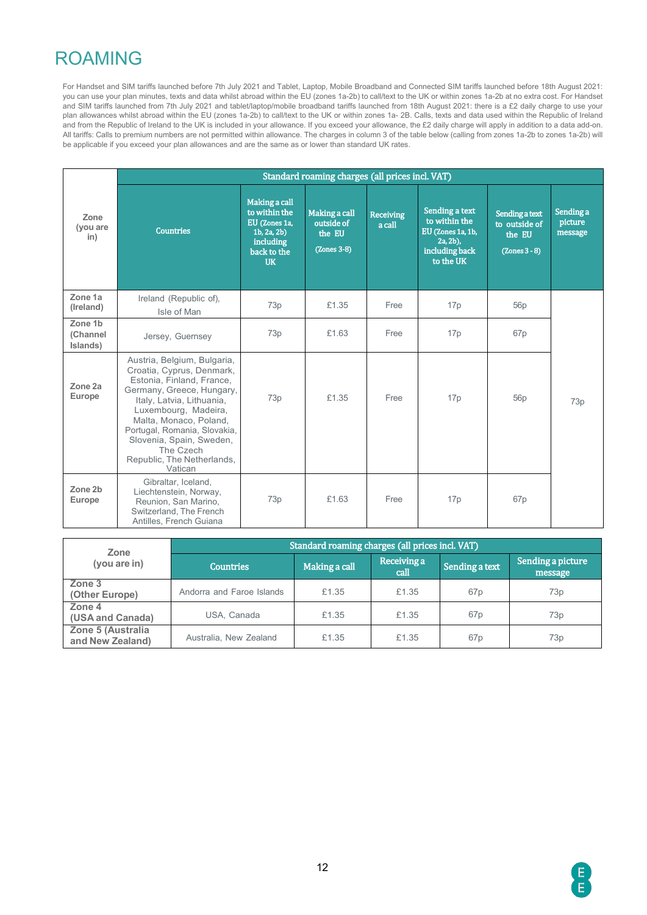# ROAMING

For Handset and SIM tariffs launched before 7th July 2021 and Tablet, Laptop, Mobile Broadband and Connected SIM tariffs launched before 18th August 2021: you can use your plan minutes, texts and data whilst abroad within the EU (zones 1a-2b) to call/text to the UK or within zones 1a-2b at no extra cost. For Handset and SIM tariffs launched from 7th July 2021 and tablet/laptop/mobile broadband tariffs launched from 18th August 2021: there is a £2 daily charge to use your plan allowances whilst abroad within the EU (zones 1a-2b) to call/text to the UK or within zones 1a- 2B. Calls, texts and data used within the Republic of Ireland and from the Republic of Ireland to the UK is included in your allowance. If you exceed your allowance, the £2 daily charge will apply in addition to a data add-on. All tariffs: Calls to premium numbers are not permitted within allowance. The charges in column 3 of the table below (calling from zones 1a-2b to zones 1a-2b) will be applicable if you exceed your plan allowances and are the same as or lower than standard UK rates.

| Zone (you are in) | Standard roaming charges (all prices incl. VAT) | | | | | | |
|---|---|---|---|---|---|---|---|
| | Countries | Making a call to within the EU (Zones 1a, 1b, 2a, 2b) including back to the UK | Making a call outside of the EU (Zones 3-8) | Receiving a call | Sending a text to within the EU (Zones 1a, 1b, 2a, 2b), including back to the UK | Sending a text to outside of the EU (Zones 3 - 8) | Sending a picture message |
| Zone 1a (Ireland) | Ireland (Republic of), Isle of Man | 73p | £1.35 | Free | 17p | 56p | 73p |
| Zone 1b (Channel Islands) | Jersey, Guernsey | 73p | £1.63 | Free | 17p | 67p | 73p |
| Zone 2a Europe | Austria, Belgium, Bulgaria, Croatia, Cyprus, Denmark, Estonia, Finland, France, Germany, Greece, Hungary, Italy, Latvia, Lithuania, Luxembourg, Madeira, Malta, Monaco, Poland, Portugal, Romania, Slovakia, Slovenia, Spain, Sweden, The Czech Republic, The Netherlands, Vatican | 73p | £1.35 | Free | 17p | 56p | 73p |
| Zone 2b Europe | Gibraltar, Iceland, Liechtenstein, Norway, Reunion, San Marino, Switzerland, The French Antilles, French Guiana | 73p | £1.63 | Free | 17p | 67p | 73p |

| Zone (you are in) | Standard roaming charges (all prices incl. VAT) | | | | |
|---|---|---|---|---|---|
| | Countries | Making a call | Receiving a call | Sending a text | Sending a picture message |
| Zone 3 (Other Europe) | Andorra and Faroe Islands | £1.35 | £1.35 | 67p | 73p |
| Zone 4 (USA and Canada) | USA, Canada | £1.35 | £1.35 | 67p | 73p |
| Zone 5 (Australia and New Zealand) | Australia, New Zealand | £1.35 | £1.35 | 67p | 73p |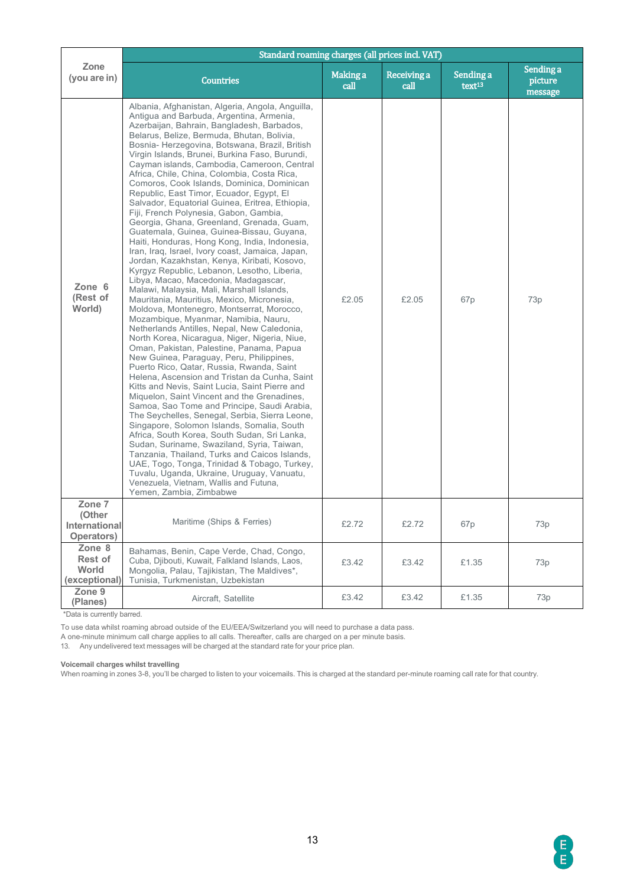| Zone (you are in) | Standard roaming charges (all prices incl. VAT) | | | | |
|---|---|---|---|---|---|
| | Countries | Making a call | Receiving a call | Sending a text[13] | Sending a picture message |
| Zone 6 (Rest of World) | Albania, Afghanistan, Algeria, Angola, Anguilla, Antigua and Barbuda, Argentina, Armenia, Azerbaijan, Bahrain, Bangladesh, Barbados, Belarus, Belize, Bermuda, Bhutan, Bolivia, Bosnia- Herzegovina, Botswana, Brazil, British Virgin Islands, Brunei, Burkina Faso, Burundi, Cayman islands, Cambodia, Cameroon, Central Africa, Chile, China, Colombia, Costa Rica, Comoros, Cook Islands, Dominica, Dominican Republic, East Timor, Ecuador, Egypt, El Salvador, Equatorial Guinea, Eritrea, Ethiopia, Fiji, French Polynesia, Gabon, Gambia, Georgia, Ghana, Greenland, Grenada, Guam, Guatemala, Guinea, Guinea-Bissau, Guyana, Haiti, Honduras, Hong Kong, India, Indonesia, Iran, Iraq, Israel, Ivory coast, Jamaica, Japan, Jordan, Kazakhstan, Kenya, Kiribati, Kosovo, Kyrgyz Republic, Lebanon, Lesotho, Liberia, Libya, Macao, Macedonia, Madagascar, Malawi, Malaysia, Mali, Marshall Islands, Mauritania, Mauritius, Mexico, Micronesia, Moldova, Montenegro, Montserrat, Morocco, Mozambique, Myanmar, Namibia, Nauru, Netherlands Antilles, Nepal, New Caledonia, North Korea, Nicaragua, Niger, Nigeria, Niue, Oman, Pakistan, Palestine, Panama, Papua New Guinea, Paraguay, Peru, Philippines, Puerto Rico, Qatar, Russia, Rwanda, Saint Helena, Ascension and Tristan da Cunha, Saint Kitts and Nevis, Saint Lucia, Saint Pierre and Miquelon, Saint Vincent and the Grenadines, Samoa, Sao Tome and Principe, Saudi Arabia, The Seychelles, Senegal, Serbia, Sierra Leone, Singapore, Solomon Islands, Somalia, South Africa, South Korea, South Sudan, Sri Lanka, Sudan, Suriname, Swaziland, Syria, Taiwan, Tanzania, Thailand, Turks and Caicos Islands, UAE, Togo, Tonga, Trinidad & Tobago, Turkey, Tuvalu, Uganda, Ukraine, Uruguay, Vanuatu, Venezuela, Vietnam, Wallis and Futuna, Yemen, Zambia, Zimbabwe | £2.05 | £2.05 | 67p | 73p |
| Zone 7 (Other International Operators) | Maritime (Ships & Ferries) | £2.72 | £2.72 | 67p | 73p |
| Zone 8 Rest of World (exceptional) | Bahamas, Benin, Cape Verde, Chad, Congo, Cuba, Djibouti, Kuwait, Falkland Islands, Laos, Mongolia, Palau, Tajikistan, The Maldives*, Tunisia, Turkmenistan, Uzbekistan | £3.42 | £3.42 | £1.35 | 73p |
| Zone 9 (Planes) | Aircraft, Satellite | £3.42 | £3.42 | £1.35 | 73p |

*Data is currently barred.

To use data whilst roaming abroad outside of the EU/EEA/Switzerland you will need to purchase a data pass.
A one-minute minimum call charge applies to all calls. Thereafter, calls are charged on a per minute basis.
13. Any undelivered text messages will be charged at the standard rate for your price plan.

**Voicemail charges whilst travelling**
When roaming in zones 3-8, you'll be charged to listen to your voicemails. This is charged at the standard per-minute roaming call rate for that country.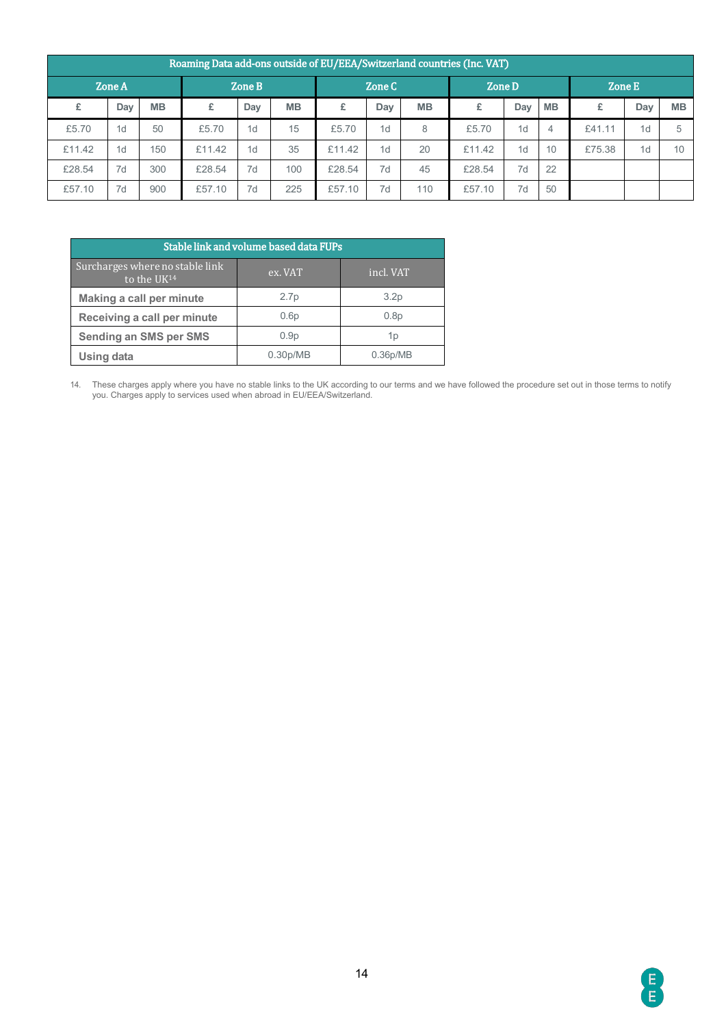| Roaming Data add-ons outside of EU/EEA/Switzerland countries (Inc. VAT) | | | | | | | | | | | | | | |
|---|---|---|---|---|---|---|---|---|---|---|---|---|---|---|
| Zone A | | | Zone B | | | Zone C | | | Zone D | | | Zone E | | |
| £ | Day | MB | £ | Day | MB | £ | Day | MB | £ | Day | MB | £ | Day | MB |
| £5.70 | 1d | 50 | £5.70 | 1d | 15 | £5.70 | 1d | 8 | £5.70 | 1d | 4 | £41.11 | 1d | 5 |
| £11.42 | 1d | 150 | £11.42 | 1d | 35 | £11.42 | 1d | 20 | £11.42 | 1d | 10 | £75.38 | 1d | 10 |
| £28.54 | 7d | 300 | £28.54 | 7d | 100 | £28.54 | 7d | 45 | £28.54 | 7d | 22 | | | |
| £57.10 | 7d | 900 | £57.10 | 7d | 225 | £57.10 | 7d | 110 | £57.10 | 7d | 50 | | | |

| Stable link and volume based data FUPs | | |
|---|---|---|
| Surcharges where no stable link to the UK[14] | ex. VAT | incl. VAT |
| **Making a call per minute** | 2.7p | 3.2p |
| **Receiving a call per minute** | 0.6p | 0.8p |
| **Sending an SMS per SMS** | 0.9p | 1p |
| **Using data** | 0.30p/MB | 0.36p/MB |

14. These charges apply where you have no stable links to the UK according to our terms and we have followed the procedure set out in those terms to notify you. Charges apply to services used when abroad in EU/EEA/Switzerland.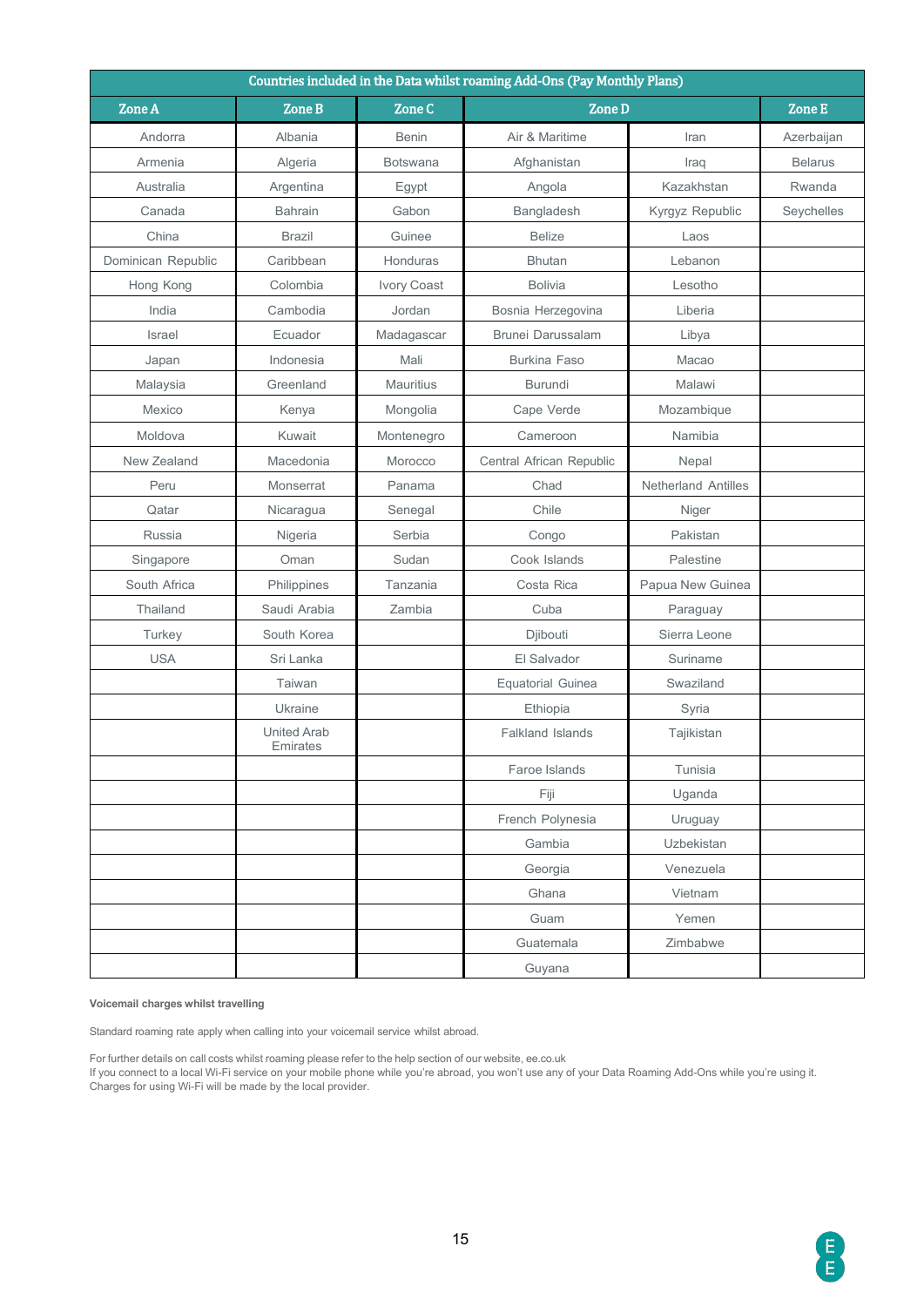| Countries included in the Data whilst roaming Add-Ons (Pay Monthly Plans) | | | | | |
|---|---|---|---|---|---|
| **Zone A** | **Zone B** | **Zone C** | **Zone D** | | **Zone E** |
| Andorra | Albania | Benin | Air & Maritime | Iran | Azerbaijan |
| Armenia | Algeria | Botswana | Afghanistan | Iraq | Belarus |
| Australia | Argentina | Egypt | Angola | Kazakhstan | Rwanda |
| Canada | Bahrain | Gabon | Bangladesh | Kyrgyz Republic | Seychelles |
| China | Brazil | Guinee | Belize | Laos | |
| Dominican Republic | Caribbean | Honduras | Bhutan | Lebanon | |
| Hong Kong | Colombia | Ivory Coast | Bolivia | Lesotho | |
| India | Cambodia | Jordan | Bosnia Herzegovina | Liberia | |
| Israel | Ecuador | Madagascar | Brunei Darussalam | Libya | |
| Japan | Indonesia | Mali | Burkina Faso | Macao | |
| Malaysia | Greenland | Mauritius | Burundi | Malawi | |
| Mexico | Kenya | Mongolia | Cape Verde | Mozambique | |
| Moldova | Kuwait | Montenegro | Cameroon | Namibia | |
| New Zealand | Macedonia | Morocco | Central African Republic | Nepal | |
| Peru | Monserrat | Panama | Chad | Netherland Antilles | |
| Qatar | Nicaragua | Senegal | Chile | Niger | |
| Russia | Nigeria | Serbia | Congo | Pakistan | |
| Singapore | Oman | Sudan | Cook Islands | Palestine | |
| South Africa | Philippines | Tanzania | Costa Rica | Papua New Guinea | |
| Thailand | Saudi Arabia | Zambia | Cuba | Paraguay | |
| Turkey | South Korea | | Djibouti | Sierra Leone | |
| USA | Sri Lanka | | El Salvador | Suriname | |
| | Taiwan | | Equatorial Guinea | Swaziland | |
| | Ukraine | | Ethiopia | Syria | |
| | United Arab Emirates | | Falkland Islands | Tajikistan | |
| | | | Faroe Islands | Tunisia | |
| | | | Fiji | Uganda | |
| | | | French Polynesia | Uruguay | |
| | | | Gambia | Uzbekistan | |
| | | | Georgia | Venezuela | |
| | | | Ghana | Vietnam | |
| | | | Guam | Yemen | |
| | | | Guatemala | Zimbabwe | |
| | | | Guyana | | |

**Voicemail charges whilst travelling**

Standard roaming rate apply when calling into your voicemail service whilst abroad.

For further details on call costs whilst roaming please refer to the help section of our website, ee.co.uk
If you connect to a local Wi-Fi service on your mobile phone while you're abroad, you won't use any of your Data Roaming Add-Ons while you're using it. Charges for using Wi-Fi will be made by the local provider.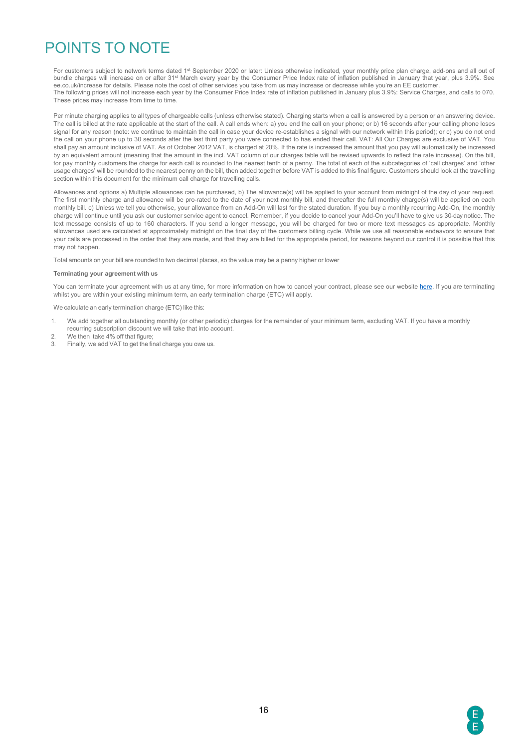# POINTS TO NOTE

For customers subject to network terms dated 1st September 2020 or later: Unless otherwise indicated, your monthly price plan charge, add-ons and all out of bundle charges will increase on or after 31st March every year by the Consumer Price Index rate of inflation published in January that year, plus 3.9%. See ee.co.uk/increase for details. Please note the cost of other services you take from us may increase or decrease while you're an EE customer.
The following prices will not increase each year by the Consumer Price Index rate of inflation published in January plus 3.9%: Service Charges, and calls to 070. These prices may increase from time to time.

Per minute charging applies to all types of chargeable calls (unless otherwise stated). Charging starts when a call is answered by a person or an answering device. The call is billed at the rate applicable at the start of the call. A call ends when: a) you end the call on your phone; or b) 16 seconds after your calling phone loses signal for any reason (note: we continue to maintain the call in case your device re-establishes a signal with our network within this period); or c) you do not end the call on your phone up to 30 seconds after the last third party you were connected to has ended their call. VAT: All Our Charges are exclusive of VAT. You shall pay an amount inclusive of VAT. As of October 2012 VAT, is charged at 20%. If the rate is increased the amount that you pay will automatically be increased by an equivalent amount (meaning that the amount in the incl. VAT column of our charges table will be revised upwards to reflect the rate increase). On the bill, for pay monthly customers the charge for each call is rounded to the nearest tenth of a penny. The total of each of the subcategories of 'call charges' and 'other usage charges' will be rounded to the nearest penny on the bill, then added together before VAT is added to this final figure. Customers should look at the travelling section within this document for the minimum call charge for travelling calls.

Allowances and options a) Multiple allowances can be purchased, b) The allowance(s) will be applied to your account from midnight of the day of your request. The first monthly charge and allowance will be pro-rated to the date of your next monthly bill, and thereafter the full monthly charge(s) will be applied on each monthly bill. c) Unless we tell you otherwise, your allowance from an Add-On will last for the stated duration. If you buy a monthly recurring Add-On, the monthly charge will continue until you ask our customer service agent to cancel. Remember, if you decide to cancel your Add-On you'll have to give us 30-day notice. The text message consists of up to 160 characters. If you send a longer message, you will be charged for two or more text messages as appropriate. Monthly allowances used are calculated at approximately midnight on the final day of the customers billing cycle. While we use all reasonable endeavors to ensure that your calls are processed in the order that they are made, and that they are billed for the appropriate period, for reasons beyond our control it is possible that this may not happen.

Total amounts on your bill are rounded to two decimal places, so the value may be a penny higher or lower

**Terminating your agreement with us**

You can terminate your agreement with us at any time, for more information on how to cancel your contract, please see our website here. If you are terminating whilst you are within your existing minimum term, an early termination charge (ETC) will apply.

We calculate an early termination charge (ETC) like this:

1. We add together all outstanding monthly (or other periodic) charges for the remainder of your minimum term, excluding VAT. If you have a monthly recurring subscription discount we will take that into account.
2. We then take 4% off that figure;
3. Finally, we add VAT to get the final charge you owe us.